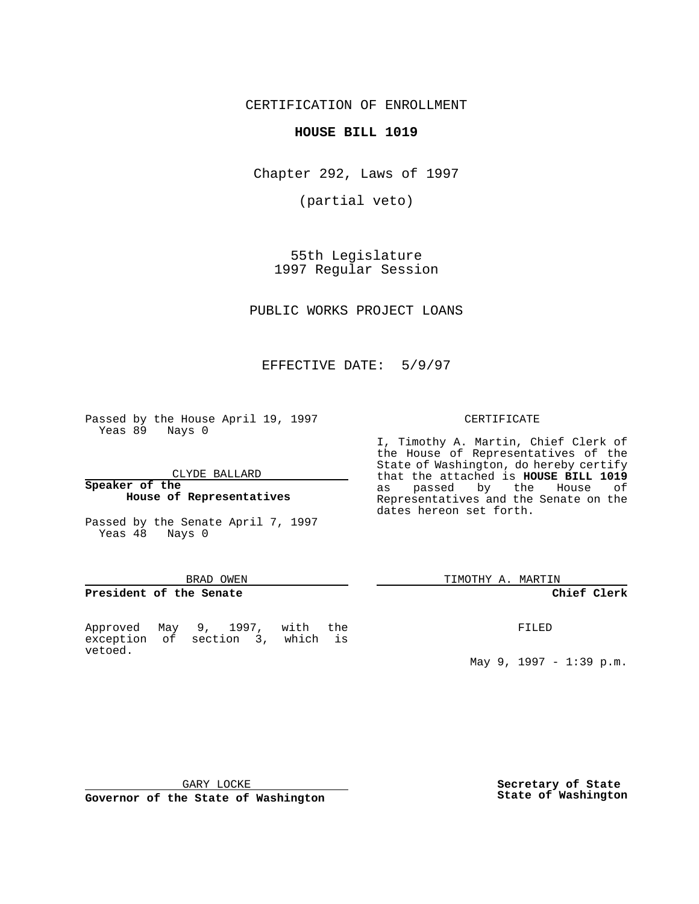CERTIFICATION OF ENROLLMENT

**HOUSE BILL 1019**

Chapter 292, Laws of 1997

(partial veto)

55th Legislature
1997 Regular Session

PUBLIC WORKS PROJECT LOANS

EFFECTIVE DATE: 5/9/97

Passed by the House April 19, 1997
Yeas 89 Nays 0

CLYDE BALLARD

**Speaker of the House of Representatives**

Passed by the Senate April 7, 1997
Yeas 48 Nays 0

BRAD OWEN

**President of the Senate**

Approved May 9, 1997, with the exception of section 3, which is vetoed.

GARY LOCKE

**Governor of the State of Washington**

CERTIFICATE

I, Timothy A. Martin, Chief Clerk of the House of Representatives of the State of Washington, do hereby certify that the attached is **HOUSE BILL 1019** as passed by the House of Representatives and the Senate on the dates hereon set forth.

TIMOTHY A. MARTIN

**Chief Clerk**

FILED

May 9, 1997 - 1:39 p.m.

**Secretary of State**
**State of Washington**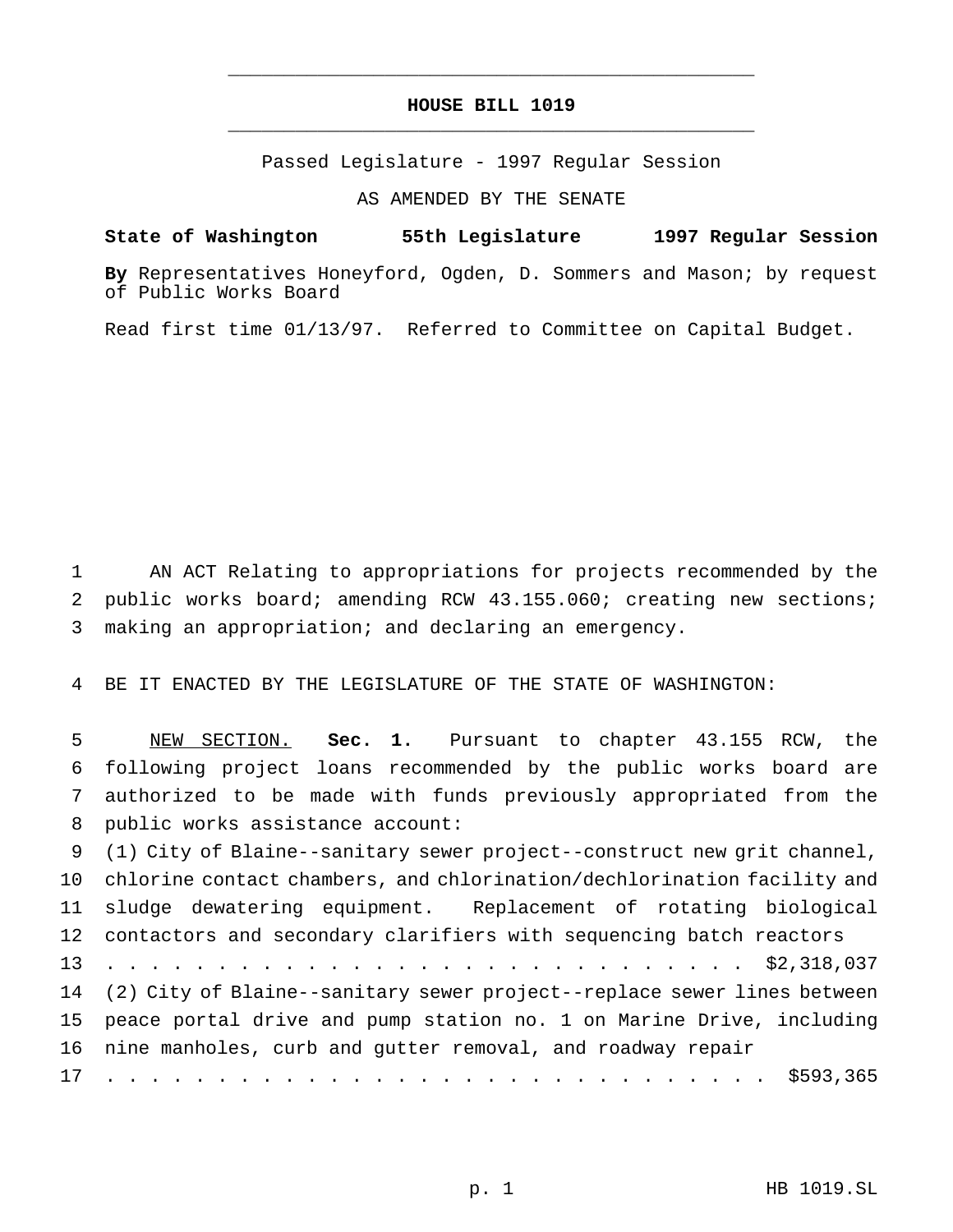# HOUSE BILL 1019

Passed Legislature - 1997 Regular Session

AS AMENDED BY THE SENATE

**State of Washington 55th Legislature 1997 Regular Session**

**By** Representatives Honeyford, Ogden, D. Sommers and Mason; by request of Public Works Board

Read first time 01/13/97. Referred to Committee on Capital Budget.

AN ACT Relating to appropriations for projects recommended by the public works board; amending RCW 43.155.060; creating new sections; making an appropriation; and declaring an emergency.

BE IT ENACTED BY THE LEGISLATURE OF THE STATE OF WASHINGTON:

NEW SECTION. **Sec. 1.** Pursuant to chapter 43.155 RCW, the following project loans recommended by the public works board are authorized to be made with funds previously appropriated from the public works assistance account:

(1) City of Blaine--sanitary sewer project--construct new grit channel, chlorine contact chambers, and chlorination/dechlorination facility and sludge dewatering equipment. Replacement of rotating biological contactors and secondary clarifiers with sequencing batch reactors . . . . . . . . . . . . . . . . . . . . . . . . . . . . . . $2,318,037

(2) City of Blaine--sanitary sewer project--replace sewer lines between peace portal drive and pump station no. 1 on Marine Drive, including nine manholes, curb and gutter removal, and roadway repair . . . . . . . . . . . . . . . . . . . . . . . . . . . . . . . . $593,365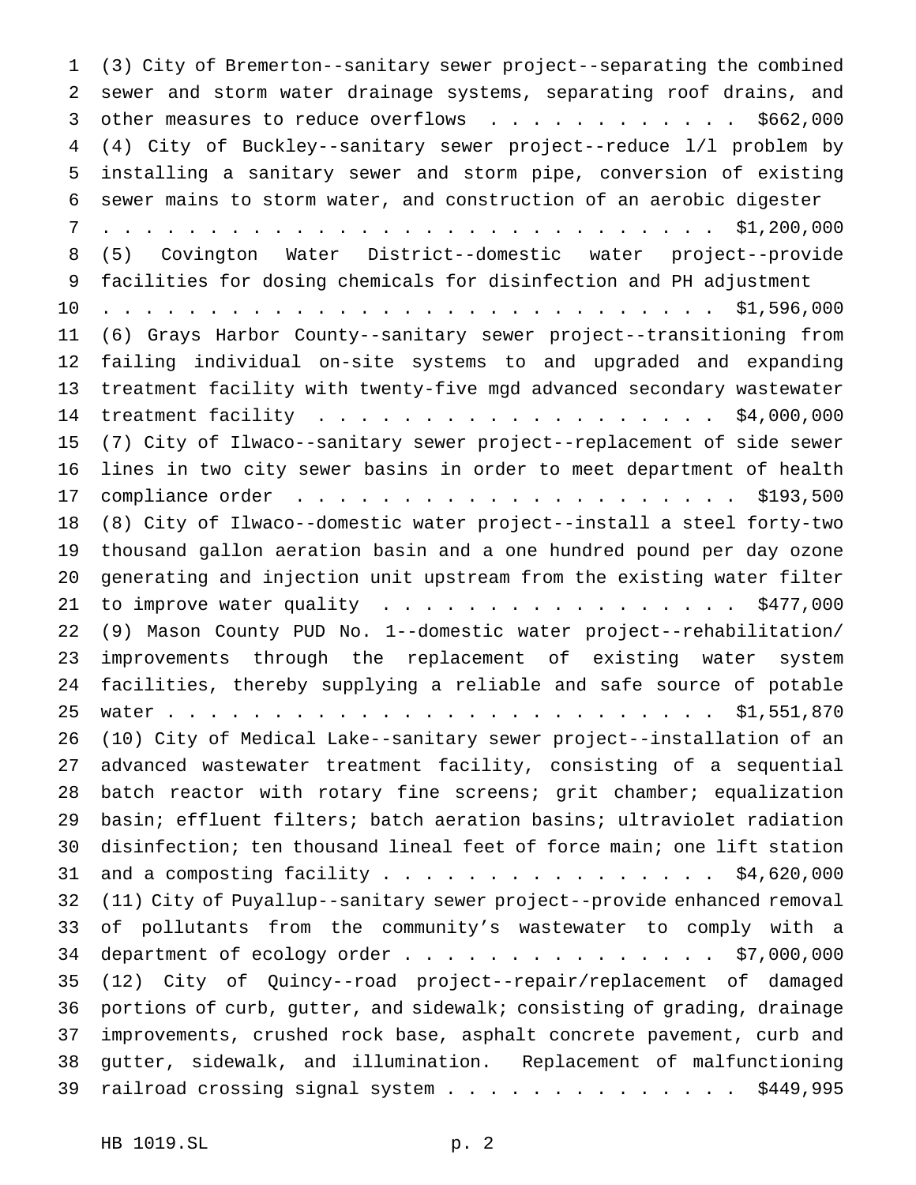(3) City of Bremerton--sanitary sewer project--separating the combined sewer and storm water drainage systems, separating roof drains, and other measures to reduce overflows . . . . . . . . . . . . $662,000

(4) City of Buckley--sanitary sewer project--reduce l/l problem by installing a sanitary sewer and storm pipe, conversion of existing sewer mains to storm water, and construction of an aerobic digester . . . . . . . . . . . . . . . . . . . . . . . . . . . . $1,200,000

(5) Covington Water District--domestic water project--provide facilities for dosing chemicals for disinfection and PH adjustment . . . . . . . . . . . . . . . . . . . . . . . . . . . . $1,596,000

(6) Grays Harbor County--sanitary sewer project--transitioning from failing individual on-site systems to and upgraded and expanding treatment facility with twenty-five mgd advanced secondary wastewater treatment facility . . . . . . . . . . . . . . . . . . . . $4,000,000

(7) City of Ilwaco--sanitary sewer project--replacement of side sewer lines in two city sewer basins in order to meet department of health compliance order . . . . . . . . . . . . . . . . . . . . . $193,500

(8) City of Ilwaco--domestic water project--install a steel forty-two thousand gallon aeration basin and a one hundred pound per day ozone generating and injection unit upstream from the existing water filter to improve water quality . . . . . . . . . . . . . . . . . $477,000

(9) Mason County PUD No. 1--domestic water project--rehabilitation/ improvements through the replacement of existing water system facilities, thereby supplying a reliable and safe source of potable water . . . . . . . . . . . . . . . . . . . . . . . . . . $1,551,870

(10) City of Medical Lake--sanitary sewer project--installation of an advanced wastewater treatment facility, consisting of a sequential batch reactor with rotary fine screens; grit chamber; equalization basin; effluent filters; batch aeration basins; ultraviolet radiation disinfection; ten thousand lineal feet of force main; one lift station and a composting facility . . . . . . . . . . . . . . . . $4,620,000

(11) City of Puyallup--sanitary sewer project--provide enhanced removal of pollutants from the community's wastewater to comply with a department of ecology order . . . . . . . . . . . . . . . $7,000,000

(12) City of Quincy--road project--repair/replacement of damaged portions of curb, gutter, and sidewalk; consisting of grading, drainage improvements, crushed rock base, asphalt concrete pavement, curb and gutter, sidewalk, and illumination. Replacement of malfunctioning railroad crossing signal system . . . . . . . . . . . . . . $449,995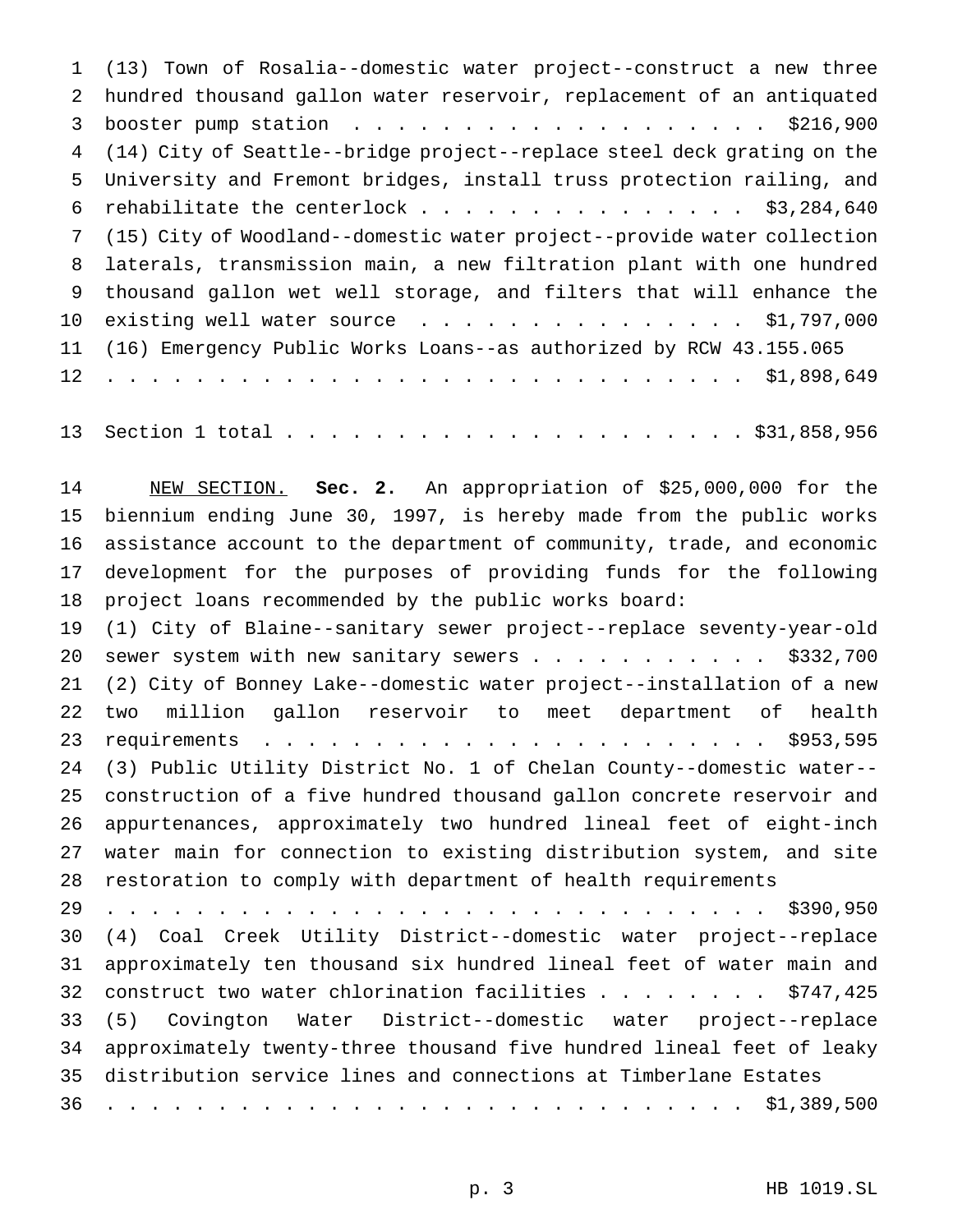(13) Town of Rosalia--domestic water project--construct a new three hundred thousand gallon water reservoir, replacement of an antiquated booster pump station . . . . . . . . . . . . . . . . . . . $216,900

(14) City of Seattle--bridge project--replace steel deck grating on the University and Fremont bridges, install truss protection railing, and rehabilitate the centerlock . . . . . . . . . . . . . . . $3,284,640

(15) City of Woodland--domestic water project--provide water collection laterals, transmission main, a new filtration plant with one hundred thousand gallon wet well storage, and filters that will enhance the existing well water source . . . . . . . . . . . . . . . $1,797,000

(16) Emergency Public Works Loans--as authorized by RCW 43.155.065 . . . . . . . . . . . . . . . . . . . . . . . . . . . . . $1,898,649

Section 1 total . . . . . . . . . . . . . . . . . . . . . . $31,858,956

NEW SECTION. **Sec. 2.** An appropriation of $25,000,000 for the biennium ending June 30, 1997, is hereby made from the public works assistance account to the department of community, trade, and economic development for the purposes of providing funds for the following project loans recommended by the public works board:

(1) City of Blaine--sanitary sewer project--replace seventy-year-old sewer system with new sanitary sewers . . . . . . . . . . . $332,700

(2) City of Bonney Lake--domestic water project--installation of a new two million gallon reservoir to meet department of health requirements . . . . . . . . . . . . . . . . . . . . . . . . $953,595

(3) Public Utility District No. 1 of Chelan County--domestic water--construction of a five hundred thousand gallon concrete reservoir and appurtenances, approximately two hundred lineal feet of eight-inch water main for connection to existing distribution system, and site restoration to comply with department of health requirements . . . . . . . . . . . . . . . . . . . . . . . . . . . . . $390,950

(4) Coal Creek Utility District--domestic water project--replace approximately ten thousand six hundred lineal feet of water main and construct two water chlorination facilities . . . . . . . . $747,425

(5) Covington Water District--domestic water project--replace approximately twenty-three thousand five hundred lineal feet of leaky distribution service lines and connections at Timberlane Estates . . . . . . . . . . . . . . . . . . . . . . . . . . . . . $1,389,500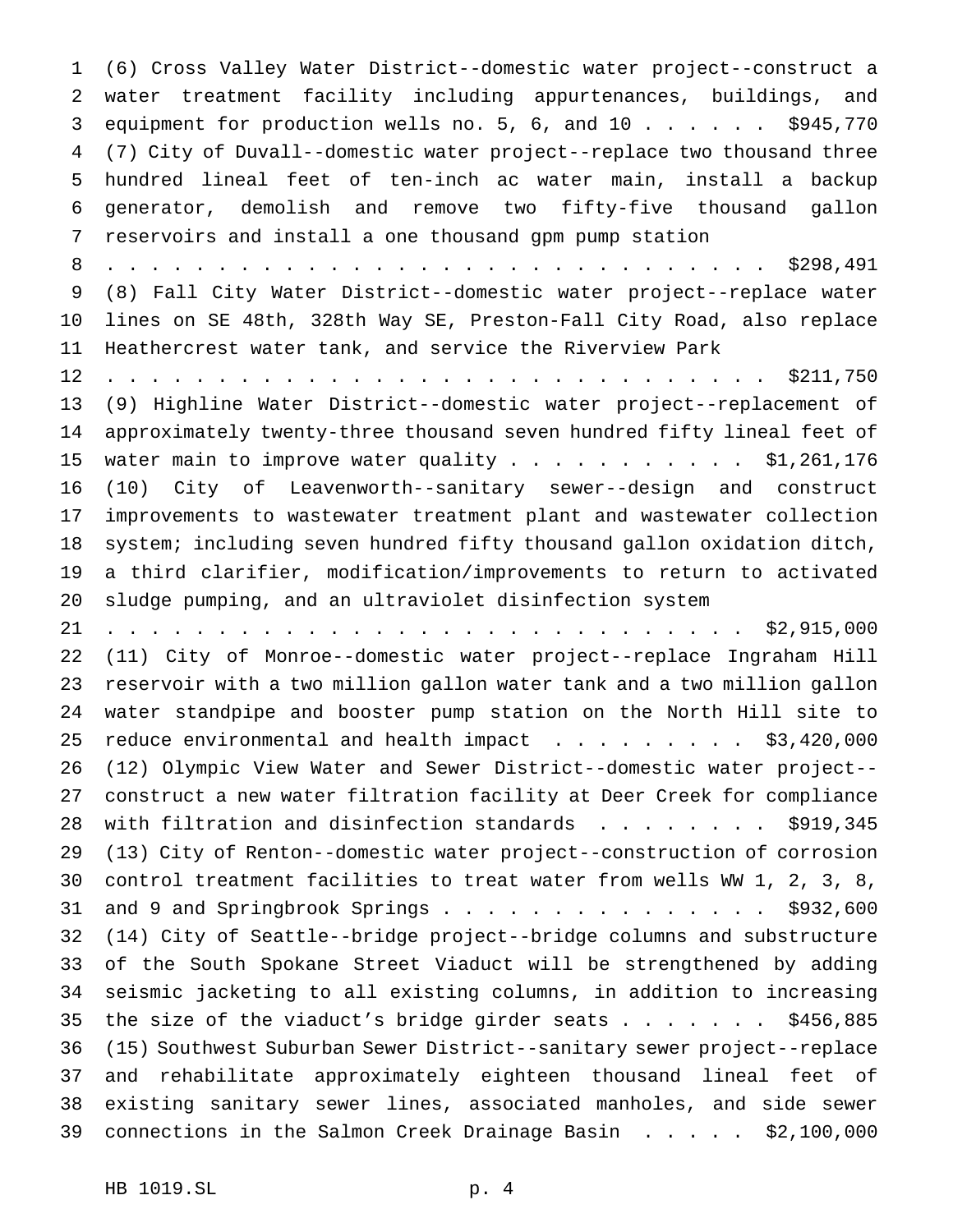(6) Cross Valley Water District--domestic water project--construct a water treatment facility including appurtenances, buildings, and equipment for production wells no. 5, 6, and 10 . . . . . . $945,770

(7) City of Duvall--domestic water project--replace two thousand three hundred lineal feet of ten-inch ac water main, install a backup generator, demolish and remove two fifty-five thousand gallon reservoirs and install a one thousand gpm pump station . . . . . . . . . . . . . . . . . . . . . . . . . . . . . . $298,491

(8) Fall City Water District--domestic water project--replace water lines on SE 48th, 328th Way SE, Preston-Fall City Road, also replace Heathercrest water tank, and service the Riverview Park . . . . . . . . . . . . . . . . . . . . . . . . . . . . . . $211,750

(9) Highline Water District--domestic water project--replacement of approximately twenty-three thousand seven hundred fifty lineal feet of water main to improve water quality . . . . . . . . . . . $1,261,176

(10) City of Leavenworth--sanitary sewer--design and construct improvements to wastewater treatment plant and wastewater collection system; including seven hundred fifty thousand gallon oxidation ditch, a third clarifier, modification/improvements to return to activated sludge pumping, and an ultraviolet disinfection system . . . . . . . . . . . . . . . . . . . . . . . . . . . . . $2,915,000

(11) City of Monroe--domestic water project--replace Ingraham Hill reservoir with a two million gallon water tank and a two million gallon water standpipe and booster pump station on the North Hill site to reduce environmental and health impact . . . . . . . . . $3,420,000

(12) Olympic View Water and Sewer District--domestic water project--construct a new water filtration facility at Deer Creek for compliance with filtration and disinfection standards . . . . . . . . $919,345

(13) City of Renton--domestic water project--construction of corrosion control treatment facilities to treat water from wells WW 1, 2, 3, 8, and 9 and Springbrook Springs . . . . . . . . . . . . . . . $932,600

(14) City of Seattle--bridge project--bridge columns and substructure of the South Spokane Street Viaduct will be strengthened by adding seismic jacketing to all existing columns, in addition to increasing the size of the viaduct's bridge girder seats . . . . . . . $456,885

(15) Southwest Suburban Sewer District--sanitary sewer project--replace and rehabilitate approximately eighteen thousand lineal feet of existing sanitary sewer lines, associated manholes, and side sewer connections in the Salmon Creek Drainage Basin . . . . . $2,100,000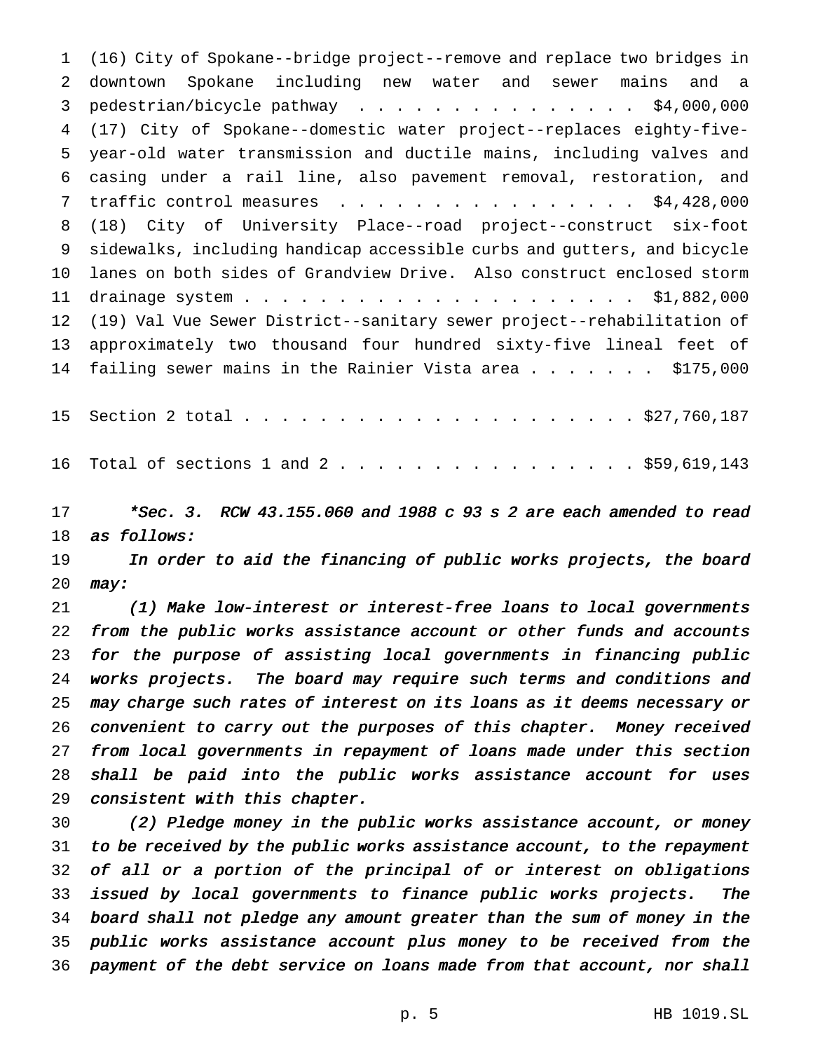(16) City of Spokane--bridge project--remove and replace two bridges in downtown Spokane including new water and sewer mains and a pedestrian/bicycle pathway . . . . . . . . . . . . . . . . $4,000,000

(17) City of Spokane--domestic water project--replaces eighty-five-year-old water transmission and ductile mains, including valves and casing under a rail line, also pavement removal, restoration, and traffic control measures . . . . . . . . . . . . . . . . . $4,428,000

(18) City of University Place--road project--construct six-foot sidewalks, including handicap accessible curbs and gutters, and bicycle lanes on both sides of Grandview Drive. Also construct enclosed storm drainage system . . . . . . . . . . . . . . . . . . . . . . $1,882,000

(19) Val Vue Sewer District--sanitary sewer project--rehabilitation of approximately two thousand four hundred sixty-five lineal feet of failing sewer mains in the Rainier Vista area . . . . . . . $175,000

Section 2 total . . . . . . . . . . . . . . . . . . . . . . $27,760,187

Total of sections 1 and 2 . . . . . . . . . . . . . . . . . $59,619,143

*\*Sec. 3. RCW 43.155.060 and 1988 c 93 s 2 are each amended to read as follows:*

*In order to aid the financing of public works projects, the board may:*

*(1) Make low-interest or interest-free loans to local governments from the public works assistance account or other funds and accounts for the purpose of assisting local governments in financing public works projects. The board may require such terms and conditions and may charge such rates of interest on its loans as it deems necessary or convenient to carry out the purposes of this chapter. Money received from local governments in repayment of loans made under this section shall be paid into the public works assistance account for uses consistent with this chapter.*

*(2) Pledge money in the public works assistance account, or money to be received by the public works assistance account, to the repayment of all or a portion of the principal of or interest on obligations issued by local governments to finance public works projects. The board shall not pledge any amount greater than the sum of money in the public works assistance account plus money to be received from the payment of the debt service on loans made from that account, nor shall*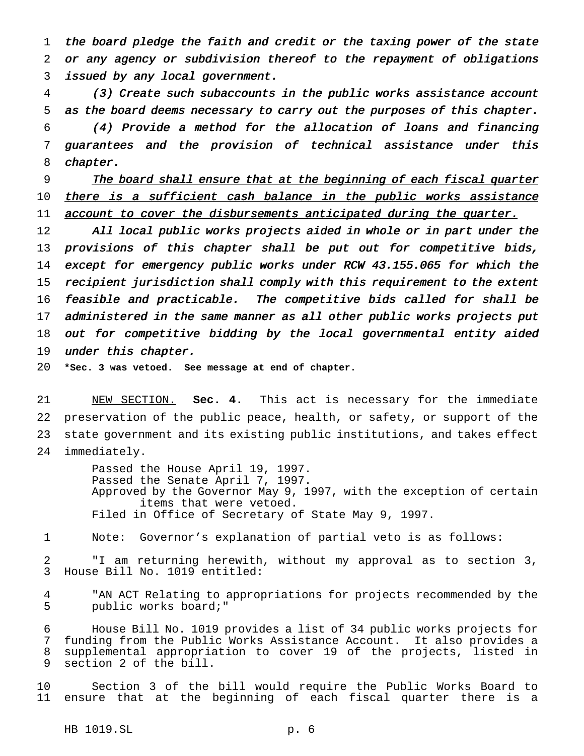*the board pledge the faith and credit or the taxing power of the state or any agency or subdivision thereof to the repayment of obligations issued by any local government.*

*(3) Create such subaccounts in the public works assistance account as the board deems necessary to carry out the purposes of this chapter.*

*(4) Provide a method for the allocation of loans and financing guarantees and the provision of technical assistance under this chapter.*

*<u>The board shall ensure that at the beginning of each fiscal quarter there is a sufficient cash balance in the public works assistance account to cover the disbursements anticipated during the quarter.</u>*

*All local public works projects aided in whole or in part under the provisions of this chapter shall be put out for competitive bids, except for emergency public works under RCW 43.155.065 for which the recipient jurisdiction shall comply with this requirement to the extent feasible and practicable. The competitive bids called for shall be administered in the same manner as all other public works projects put out for competitive bidding by the local governmental entity aided under this chapter.*

**\*Sec. 3 was vetoed. See message at end of chapter.**

<u>NEW SECTION.</u> **Sec. 4.** This act is necessary for the immediate preservation of the public peace, health, or safety, or support of the state government and its existing public institutions, and takes effect immediately.

Passed the House April 19, 1997.
Passed the Senate April 7, 1997.
Approved by the Governor May 9, 1997, with the exception of certain items that were vetoed.
Filed in Office of Secretary of State May 9, 1997.

Note: Governor's explanation of partial veto is as follows:

"I am returning herewith, without my approval as to section 3, House Bill No. 1019 entitled:

"AN ACT Relating to appropriations for projects recommended by the public works board;"

House Bill No. 1019 provides a list of 34 public works projects for funding from the Public Works Assistance Account. It also provides a supplemental appropriation to cover 19 of the projects, listed in section 2 of the bill.

Section 3 of the bill would require the Public Works Board to ensure that at the beginning of each fiscal quarter there is a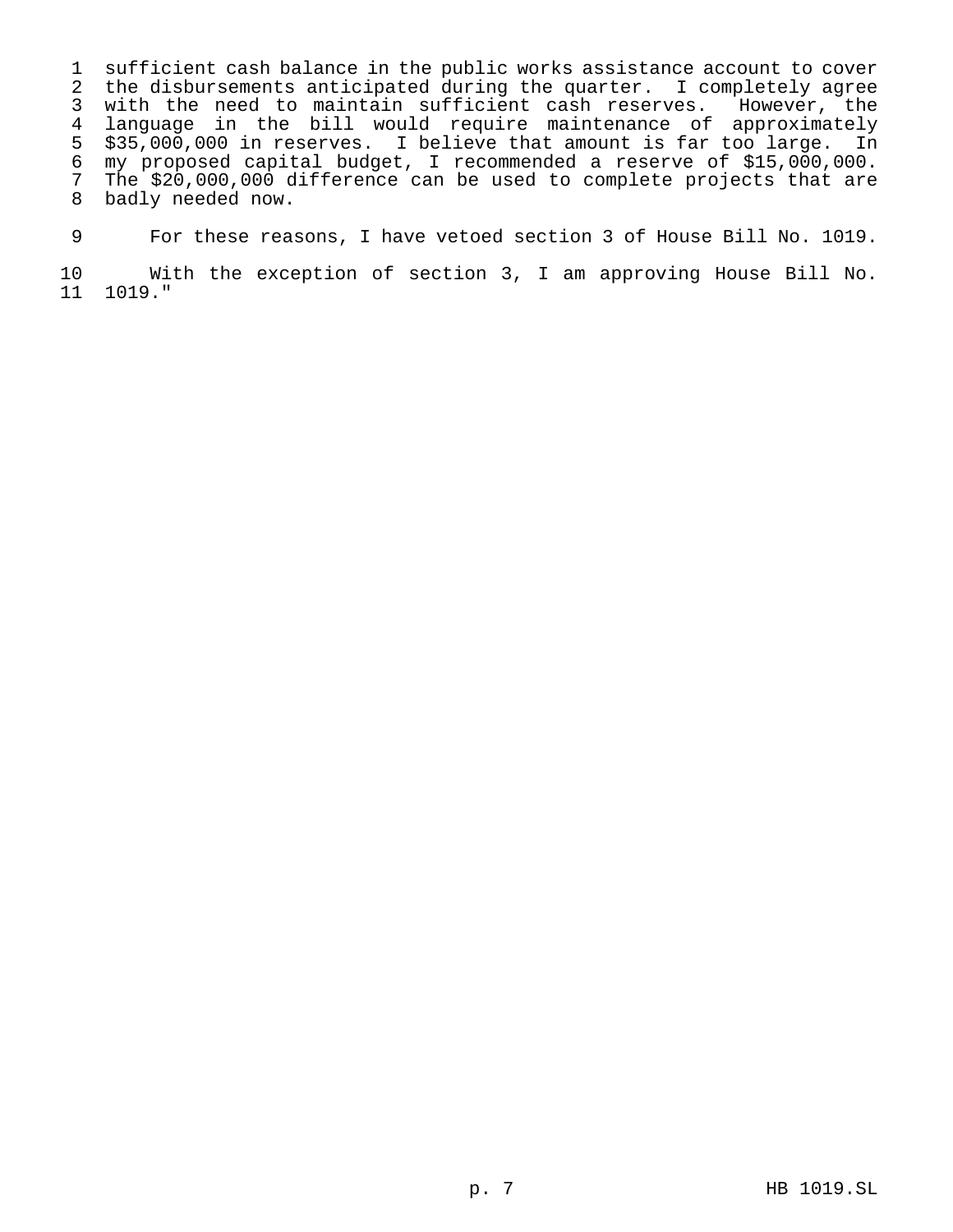sufficient cash balance in the public works assistance account to cover the disbursements anticipated during the quarter. I completely agree with the need to maintain sufficient cash reserves. However, the language in the bill would require maintenance of approximately $35,000,000 in reserves. I believe that amount is far too large. In my proposed capital budget, I recommended a reserve of $15,000,000. The $20,000,000 difference can be used to complete projects that are badly needed now.

For these reasons, I have vetoed section 3 of House Bill No. 1019.

With the exception of section 3, I am approving House Bill No. 1019."